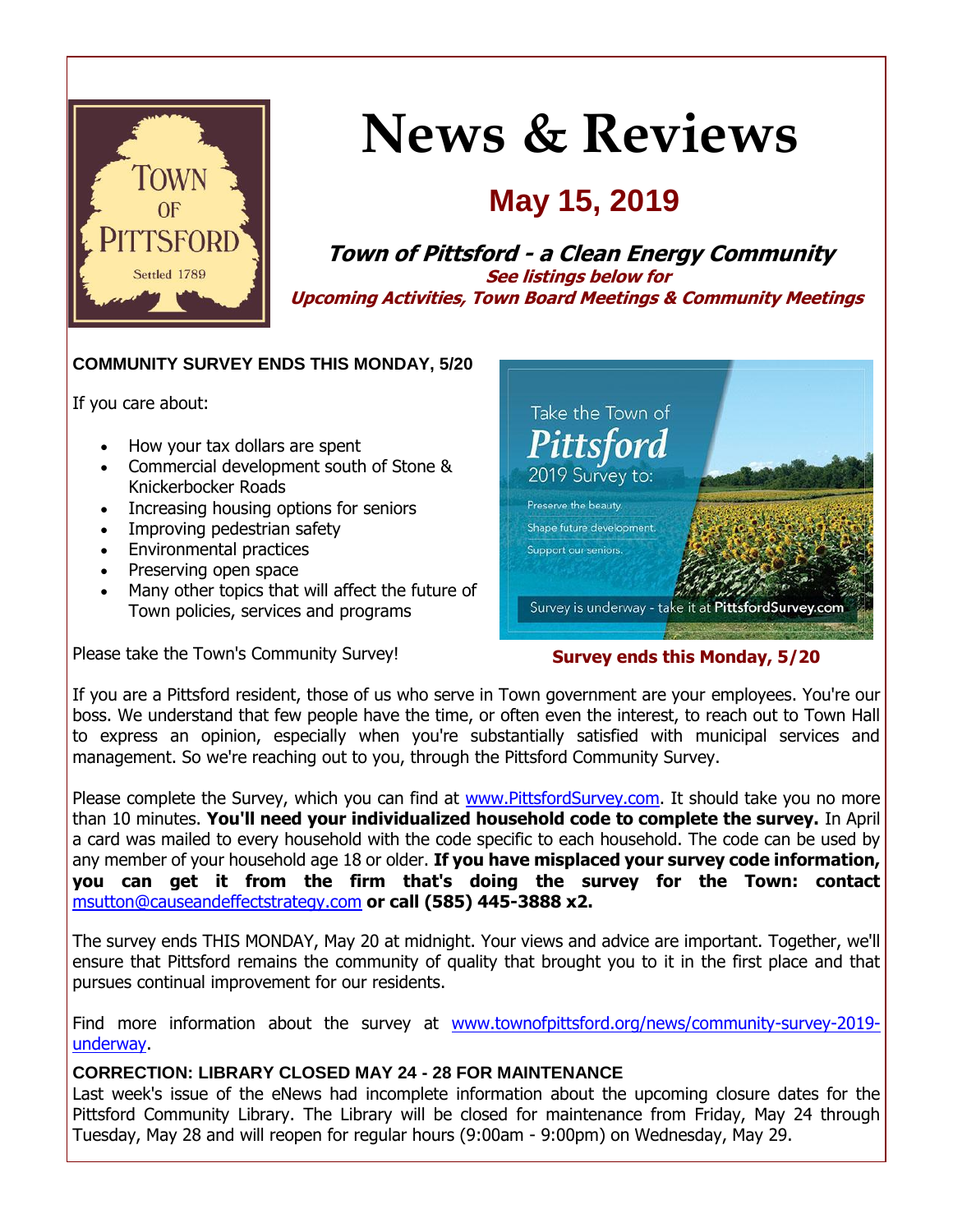# News & Reviews

## May 15, 2019

***Town of Pittsford - a Clean Energy Community***

***See listings below for Upcoming Activities, Town Board Meetings & Community Meetings***

**COMMUNITY SURVEY ENDS THIS MONDAY, 5/20**

If you care about:

- How your tax dollars are spent
- Commercial development south of Stone & Knickerbocker Roads
- Increasing housing options for seniors
- Improving pedestrian safety
- Environmental practices
- Preserving open space
- Many other topics that will affect the future of Town policies, services and programs

Please take the Town's Community Survey!

**Survey ends this Monday, 5/20**

If you are a Pittsford resident, those of us who serve in Town government are your employees. You're our boss. We understand that few people have the time, or often even the interest, to reach out to Town Hall to express an opinion, especially when you're substantially satisfied with municipal services and management. So we're reaching out to you, through the Pittsford Community Survey.

Please complete the Survey, which you can find at www.PittsfordSurvey.com. It should take you no more than 10 minutes. **You'll need your individualized household code to complete the survey.** In April a card was mailed to every household with the code specific to each household. The code can be used by any member of your household age 18 or older. **If you have misplaced your survey code information, you can get it from the firm that's doing the survey for the Town: contact** msutton@causeandeffectstrategy.com **or call (585) 445-3888 x2.**

The survey ends THIS MONDAY, May 20 at midnight. Your views and advice are important. Together, we'll ensure that Pittsford remains the community of quality that brought you to it in the first place and that pursues continual improvement for our residents.

Find more information about the survey at www.townofpittsford.org/news/community-survey-2019-underway.

**CORRECTION: LIBRARY CLOSED MAY 24 - 28 FOR MAINTENANCE**

Last week's issue of the eNews had incomplete information about the upcoming closure dates for the Pittsford Community Library. The Library will be closed for maintenance from Friday, May 24 through Tuesday, May 28 and will reopen for regular hours (9:00am - 9:00pm) on Wednesday, May 29.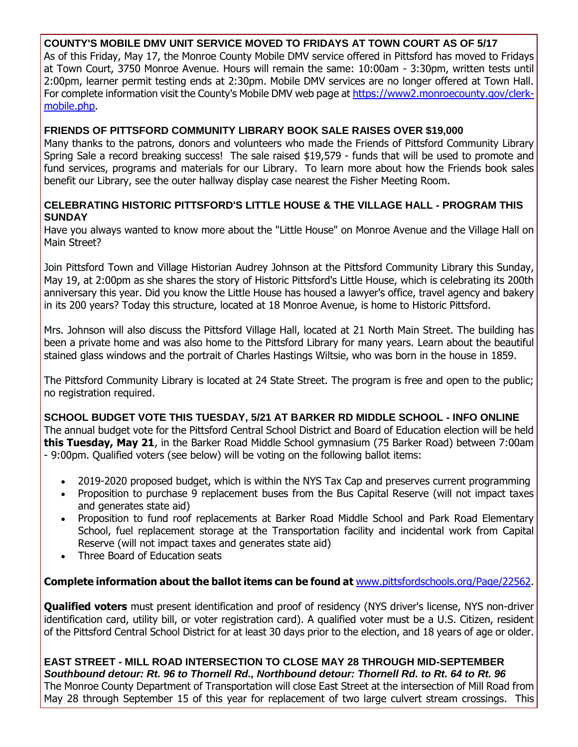### COUNTY'S MOBILE DMV UNIT SERVICE MOVED TO FRIDAYS AT TOWN COURT AS OF 5/17

As of this Friday, May 17, the Monroe County Mobile DMV service offered in Pittsford has moved to Fridays at Town Court, 3750 Monroe Avenue. Hours will remain the same: 10:00am - 3:30pm, written tests until 2:00pm, learner permit testing ends at 2:30pm. Mobile DMV services are no longer offered at Town Hall. For complete information visit the County's Mobile DMV web page at https://www2.monroecounty.gov/clerk-mobile.php.

### FRIENDS OF PITTSFORD COMMUNITY LIBRARY BOOK SALE RAISES OVER $19,000

Many thanks to the patrons, donors and volunteers who made the Friends of Pittsford Community Library Spring Sale a record breaking success! The sale raised $19,579 - funds that will be used to promote and fund services, programs and materials for our Library. To learn more about how the Friends book sales benefit our Library, see the outer hallway display case nearest the Fisher Meeting Room.

### CELEBRATING HISTORIC PITTSFORD'S LITTLE HOUSE & THE VILLAGE HALL - PROGRAM THIS SUNDAY

Have you always wanted to know more about the "Little House" on Monroe Avenue and the Village Hall on Main Street?

Join Pittsford Town and Village Historian Audrey Johnson at the Pittsford Community Library this Sunday, May 19, at 2:00pm as she shares the story of Historic Pittsford's Little House, which is celebrating its 200th anniversary this year. Did you know the Little House has housed a lawyer's office, travel agency and bakery in its 200 years? Today this structure, located at 18 Monroe Avenue, is home to Historic Pittsford.

Mrs. Johnson will also discuss the Pittsford Village Hall, located at 21 North Main Street. The building has been a private home and was also home to the Pittsford Library for many years. Learn about the beautiful stained glass windows and the portrait of Charles Hastings Wiltsie, who was born in the house in 1859.

The Pittsford Community Library is located at 24 State Street. The program is free and open to the public; no registration required.

### SCHOOL BUDGET VOTE THIS TUESDAY, 5/21 AT BARKER RD MIDDLE SCHOOL - INFO ONLINE

The annual budget vote for the Pittsford Central School District and Board of Education election will be held **this Tuesday, May 21**, in the Barker Road Middle School gymnasium (75 Barker Road) between 7:00am - 9:00pm. Qualified voters (see below) will be voting on the following ballot items:

- 2019-2020 proposed budget, which is within the NYS Tax Cap and preserves current programming
- Proposition to purchase 9 replacement buses from the Bus Capital Reserve (will not impact taxes and generates state aid)
- Proposition to fund roof replacements at Barker Road Middle School and Park Road Elementary School, fuel replacement storage at the Transportation facility and incidental work from Capital Reserve (will not impact taxes and generates state aid)
- Three Board of Education seats

**Complete information about the ballot items can be found at** www.pittsfordschools.org/Page/22562.

**Qualified voters** must present identification and proof of residency (NYS driver's license, NYS non-driver identification card, utility bill, or voter registration card). A qualified voter must be a U.S. Citizen, resident of the Pittsford Central School District for at least 30 days prior to the election, and 18 years of age or older.

### EAST STREET - MILL ROAD INTERSECTION TO CLOSE MAY 28 THROUGH MID-SEPTEMBER

***Southbound detour: Rt. 96 to Thornell Rd., Northbound detour: Thornell Rd. to Rt. 64 to Rt. 96***

The Monroe County Department of Transportation will close East Street at the intersection of Mill Road from May 28 through September 15 of this year for replacement of two large culvert stream crossings. This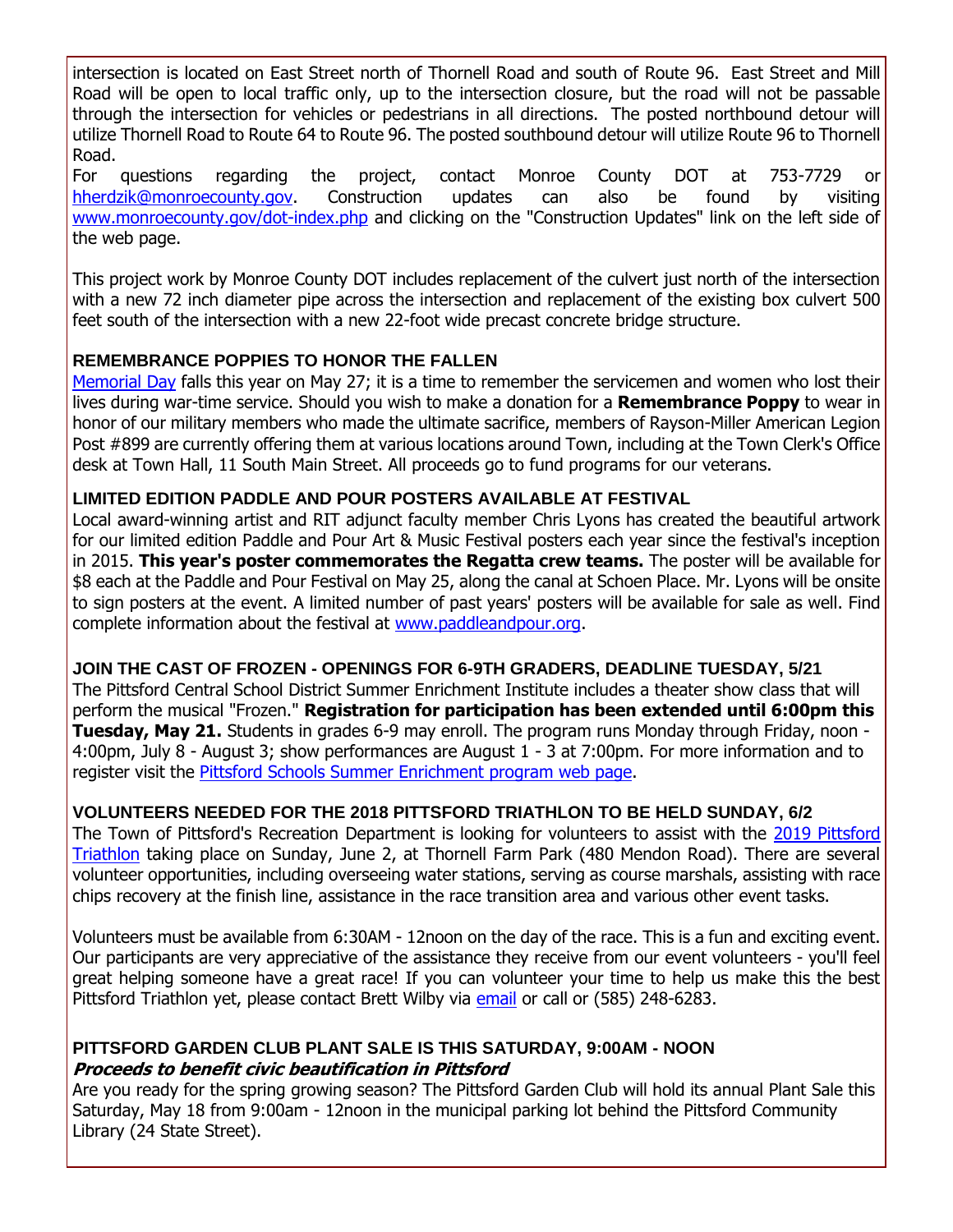intersection is located on East Street north of Thornell Road and south of Route 96. East Street and Mill Road will be open to local traffic only, up to the intersection closure, but the road will not be passable through the intersection for vehicles or pedestrians in all directions. The posted northbound detour will utilize Thornell Road to Route 64 to Route 96. The posted southbound detour will utilize Route 96 to Thornell Road.
For questions regarding the project, contact Monroe County DOT at 753-7729 or hherdzik@monroecounty.gov. Construction updates can also be found by visiting www.monroecounty.gov/dot-index.php and clicking on the "Construction Updates" link on the left side of the web page.

This project work by Monroe County DOT includes replacement of the culvert just north of the intersection with a new 72 inch diameter pipe across the intersection and replacement of the existing box culvert 500 feet south of the intersection with a new 22-foot wide precast concrete bridge structure.

### REMEMBRANCE POPPIES TO HONOR THE FALLEN

Memorial Day falls this year on May 27; it is a time to remember the servicemen and women who lost their lives during war-time service. Should you wish to make a donation for a **Remembrance Poppy** to wear in honor of our military members who made the ultimate sacrifice, members of Rayson-Miller American Legion Post #899 are currently offering them at various locations around Town, including at the Town Clerk's Office desk at Town Hall, 11 South Main Street. All proceeds go to fund programs for our veterans.

### LIMITED EDITION PADDLE AND POUR POSTERS AVAILABLE AT FESTIVAL

Local award-winning artist and RIT adjunct faculty member Chris Lyons has created the beautiful artwork for our limited edition Paddle and Pour Art & Music Festival posters each year since the festival's inception in 2015. **This year's poster commemorates the Regatta crew teams.** The poster will be available for $8 each at the Paddle and Pour Festival on May 25, along the canal at Schoen Place. Mr. Lyons will be onsite to sign posters at the event. A limited number of past years' posters will be available for sale as well. Find complete information about the festival at www.paddleandpour.org.

### JOIN THE CAST OF FROZEN - OPENINGS FOR 6-9TH GRADERS, DEADLINE TUESDAY, 5/21

The Pittsford Central School District Summer Enrichment Institute includes a theater show class that will perform the musical "Frozen." **Registration for participation has been extended until 6:00pm this Tuesday, May 21.** Students in grades 6-9 may enroll. The program runs Monday through Friday, noon - 4:00pm, July 8 - August 3; show performances are August 1 - 3 at 7:00pm. For more information and to register visit the Pittsford Schools Summer Enrichment program web page.

### VOLUNTEERS NEEDED FOR THE 2018 PITTSFORD TRIATHLON TO BE HELD SUNDAY, 6/2

The Town of Pittsford's Recreation Department is looking for volunteers to assist with the 2019 Pittsford Triathlon taking place on Sunday, June 2, at Thornell Farm Park (480 Mendon Road). There are several volunteer opportunities, including overseeing water stations, serving as course marshals, assisting with race chips recovery at the finish line, assistance in the race transition area and various other event tasks.

Volunteers must be available from 6:30AM - 12noon on the day of the race. This is a fun and exciting event. Our participants are very appreciative of the assistance they receive from our event volunteers - you'll feel great helping someone have a great race! If you can volunteer your time to help us make this the best Pittsford Triathlon yet, please contact Brett Wilby via email or call or (585) 248-6283.

### PITTSFORD GARDEN CLUB PLANT SALE IS THIS SATURDAY, 9:00AM - NOON

***Proceeds to benefit civic beautification in Pittsford***

Are you ready for the spring growing season? The Pittsford Garden Club will hold its annual Plant Sale this Saturday, May 18 from 9:00am - 12noon in the municipal parking lot behind the Pittsford Community Library (24 State Street).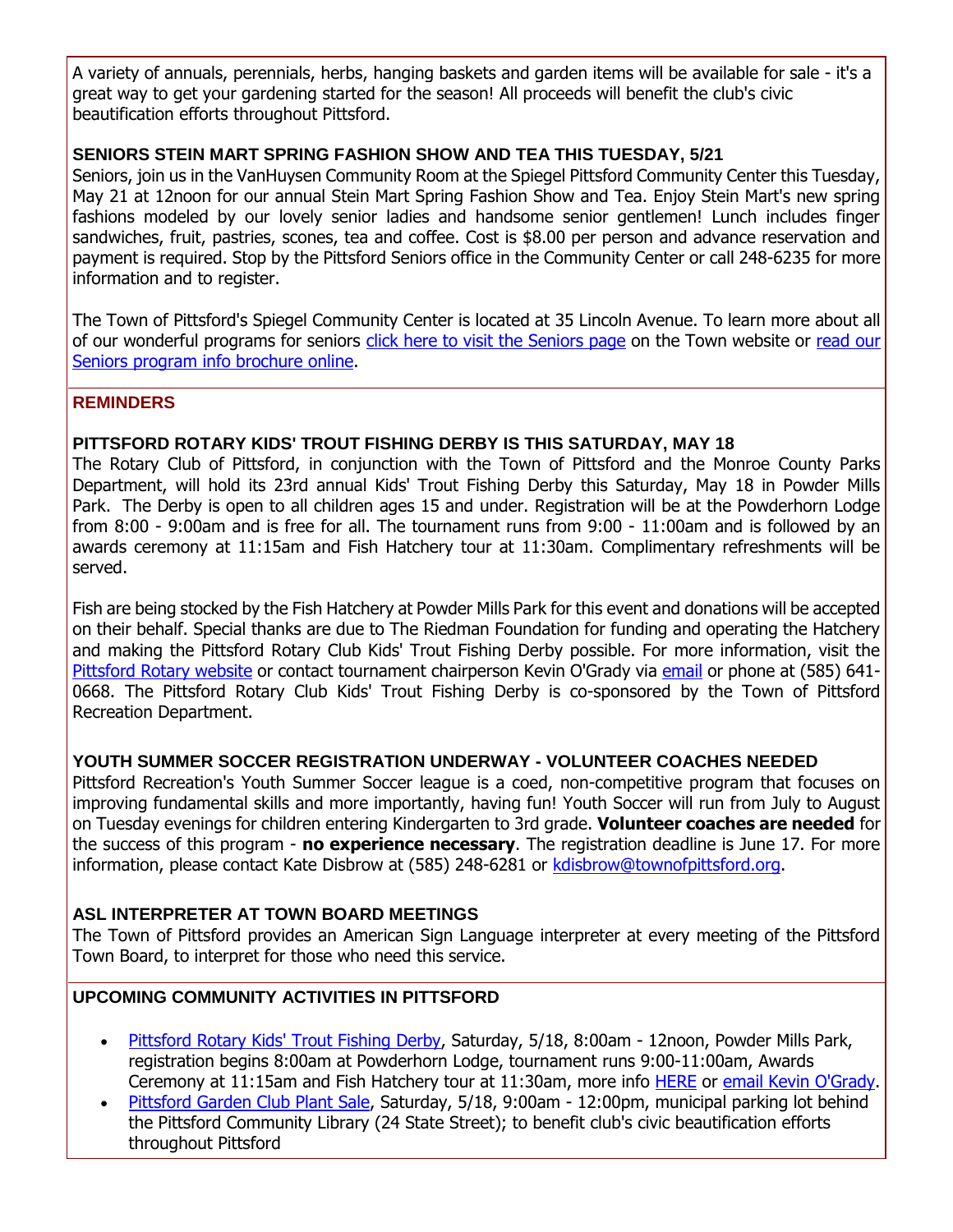A variety of annuals, perennials, herbs, hanging baskets and garden items will be available for sale - it's a great way to get your gardening started for the season! All proceeds will benefit the club's civic beautification efforts throughout Pittsford.

### SENIORS STEIN MART SPRING FASHION SHOW AND TEA THIS TUESDAY, 5/21

Seniors, join us in the VanHuysen Community Room at the Spiegel Pittsford Community Center this Tuesday, May 21 at 12noon for our annual Stein Mart Spring Fashion Show and Tea. Enjoy Stein Mart's new spring fashions modeled by our lovely senior ladies and handsome senior gentlemen! Lunch includes finger sandwiches, fruit, pastries, scones, tea and coffee. Cost is $8.00 per person and advance reservation and payment is required. Stop by the Pittsford Seniors office in the Community Center or call 248-6235 for more information and to register.

The Town of Pittsford's Spiegel Community Center is located at 35 Lincoln Avenue. To learn more about all of our wonderful programs for seniors click here to visit the Seniors page on the Town website or read our Seniors program info brochure online.

## REMINDERS

### PITTSFORD ROTARY KIDS' TROUT FISHING DERBY IS THIS SATURDAY, MAY 18

The Rotary Club of Pittsford, in conjunction with the Town of Pittsford and the Monroe County Parks Department, will hold its 23rd annual Kids' Trout Fishing Derby this Saturday, May 18 in Powder Mills Park. The Derby is open to all children ages 15 and under. Registration will be at the Powderhorn Lodge from 8:00 - 9:00am and is free for all. The tournament runs from 9:00 - 11:00am and is followed by an awards ceremony at 11:15am and Fish Hatchery tour at 11:30am. Complimentary refreshments will be served.

Fish are being stocked by the Fish Hatchery at Powder Mills Park for this event and donations will be accepted on their behalf. Special thanks are due to The Riedman Foundation for funding and operating the Hatchery and making the Pittsford Rotary Club Kids' Trout Fishing Derby possible. For more information, visit the Pittsford Rotary website or contact tournament chairperson Kevin O'Grady via email or phone at (585) 641-0668. The Pittsford Rotary Club Kids' Trout Fishing Derby is co-sponsored by the Town of Pittsford Recreation Department.

### YOUTH SUMMER SOCCER REGISTRATION UNDERWAY - VOLUNTEER COACHES NEEDED

Pittsford Recreation's Youth Summer Soccer league is a coed, non-competitive program that focuses on improving fundamental skills and more importantly, having fun! Youth Soccer will run from July to August on Tuesday evenings for children entering Kindergarten to 3rd grade. **Volunteer coaches are needed** for the success of this program - **no experience necessary**. The registration deadline is June 17. For more information, please contact Kate Disbrow at (585) 248-6281 or kdisbrow@townofpittsford.org.

### ASL INTERPRETER AT TOWN BOARD MEETINGS

The Town of Pittsford provides an American Sign Language interpreter at every meeting of the Pittsford Town Board, to interpret for those who need this service.

## UPCOMING COMMUNITY ACTIVITIES IN PITTSFORD

- Pittsford Rotary Kids' Trout Fishing Derby, Saturday, 5/18, 8:00am - 12noon, Powder Mills Park, registration begins 8:00am at Powderhorn Lodge, tournament runs 9:00-11:00am, Awards Ceremony at 11:15am and Fish Hatchery tour at 11:30am, more info HERE or email Kevin O'Grady.
- Pittsford Garden Club Plant Sale, Saturday, 5/18, 9:00am - 12:00pm, municipal parking lot behind the Pittsford Community Library (24 State Street); to benefit club's civic beautification efforts throughout Pittsford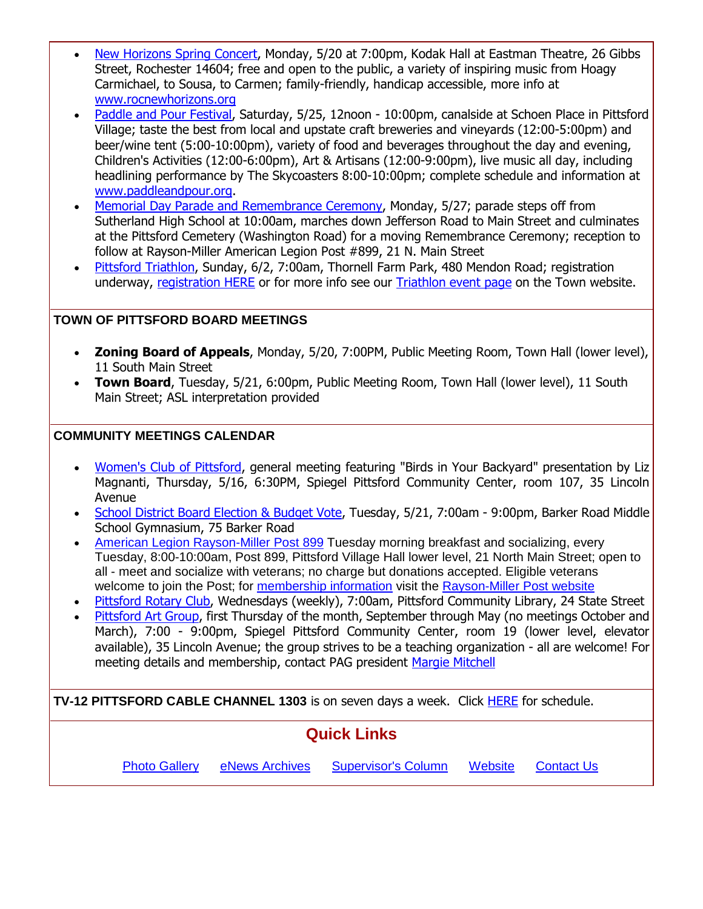- New Horizons Spring Concert, Monday, 5/20 at 7:00pm, Kodak Hall at Eastman Theatre, 26 Gibbs Street, Rochester 14604; free and open to the public, a variety of inspiring music from Hoagy Carmichael, to Sousa, to Carmen; family-friendly, handicap accessible, more info at www.rocnewhorizons.org
- Paddle and Pour Festival, Saturday, 5/25, 12noon - 10:00pm, canalside at Schoen Place in Pittsford Village; taste the best from local and upstate craft breweries and vineyards (12:00-5:00pm) and beer/wine tent (5:00-10:00pm), variety of food and beverages throughout the day and evening, Children's Activities (12:00-6:00pm), Art & Artisans (12:00-9:00pm), live music all day, including headlining performance by The Skycoasters 8:00-10:00pm; complete schedule and information at www.paddleandpour.org.
- Memorial Day Parade and Remembrance Ceremony, Monday, 5/27; parade steps off from Sutherland High School at 10:00am, marches down Jefferson Road to Main Street and culminates at the Pittsford Cemetery (Washington Road) for a moving Remembrance Ceremony; reception to follow at Rayson-Miller American Legion Post #899, 21 N. Main Street
- Pittsford Triathlon, Sunday, 6/2, 7:00am, Thornell Farm Park, 480 Mendon Road; registration underway, registration HERE or for more info see our Triathlon event page on the Town website.

**TOWN OF PITTSFORD BOARD MEETINGS**

- **Zoning Board of Appeals**, Monday, 5/20, 7:00PM, Public Meeting Room, Town Hall (lower level), 11 South Main Street
- **Town Board**, Tuesday, 5/21, 6:00pm, Public Meeting Room, Town Hall (lower level), 11 South Main Street; ASL interpretation provided

**COMMUNITY MEETINGS CALENDAR**

- Women's Club of Pittsford, general meeting featuring "Birds in Your Backyard" presentation by Liz Magnanti, Thursday, 5/16, 6:30PM, Spiegel Pittsford Community Center, room 107, 35 Lincoln Avenue
- School District Board Election & Budget Vote, Tuesday, 5/21, 7:00am - 9:00pm, Barker Road Middle School Gymnasium, 75 Barker Road
- American Legion Rayson-Miller Post 899 Tuesday morning breakfast and socializing, every Tuesday, 8:00-10:00am, Post 899, Pittsford Village Hall lower level, 21 North Main Street; open to all - meet and socialize with veterans; no charge but donations accepted. Eligible veterans welcome to join the Post; for membership information visit the Rayson-Miller Post website
- Pittsford Rotary Club, Wednesdays (weekly), 7:00am, Pittsford Community Library, 24 State Street
- Pittsford Art Group, first Thursday of the month, September through May (no meetings October and March), 7:00 - 9:00pm, Spiegel Pittsford Community Center, room 19 (lower level, elevator available), 35 Lincoln Avenue; the group strives to be a teaching organization - all are welcome! For meeting details and membership, contact PAG president Margie Mitchell

**TV-12 PITTSFORD CABLE CHANNEL 1303** is on seven days a week. Click HERE for schedule.

## Quick Links

Photo Gallery | eNews Archives | Supervisor's Column | Website | Contact Us